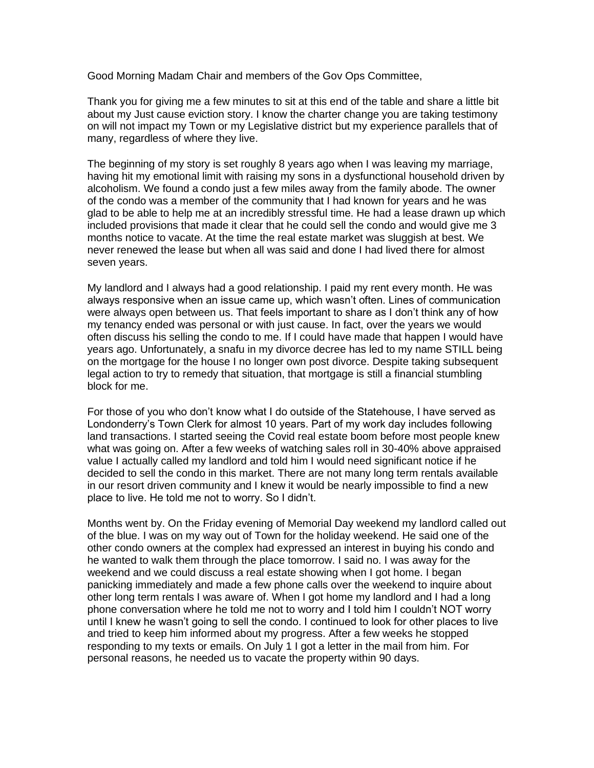Good Morning Madam Chair and members of the Gov Ops Committee,

Thank you for giving me a few minutes to sit at this end of the table and share a little bit about my Just cause eviction story. I know the charter change you are taking testimony on will not impact my Town or my Legislative district but my experience parallels that of many, regardless of where they live.

The beginning of my story is set roughly 8 years ago when I was leaving my marriage, having hit my emotional limit with raising my sons in a dysfunctional household driven by alcoholism. We found a condo just a few miles away from the family abode. The owner of the condo was a member of the community that I had known for years and he was glad to be able to help me at an incredibly stressful time. He had a lease drawn up which included provisions that made it clear that he could sell the condo and would give me 3 months notice to vacate. At the time the real estate market was sluggish at best. We never renewed the lease but when all was said and done I had lived there for almost seven years.

My landlord and I always had a good relationship. I paid my rent every month. He was always responsive when an issue came up, which wasn't often. Lines of communication were always open between us. That feels important to share as I don't think any of how my tenancy ended was personal or with just cause. In fact, over the years we would often discuss his selling the condo to me. If I could have made that happen I would have years ago. Unfortunately, a snafu in my divorce decree has led to my name STILL being on the mortgage for the house I no longer own post divorce. Despite taking subsequent legal action to try to remedy that situation, that mortgage is still a financial stumbling block for me.

For those of you who don't know what I do outside of the Statehouse, I have served as Londonderry's Town Clerk for almost 10 years. Part of my work day includes following land transactions. I started seeing the Covid real estate boom before most people knew what was going on. After a few weeks of watching sales roll in 30-40% above appraised value I actually called my landlord and told him I would need significant notice if he decided to sell the condo in this market. There are not many long term rentals available in our resort driven community and I knew it would be nearly impossible to find a new place to live. He told me not to worry. So I didn't.

Months went by. On the Friday evening of Memorial Day weekend my landlord called out of the blue. I was on my way out of Town for the holiday weekend. He said one of the other condo owners at the complex had expressed an interest in buying his condo and he wanted to walk them through the place tomorrow. I said no. I was away for the weekend and we could discuss a real estate showing when I got home. I began panicking immediately and made a few phone calls over the weekend to inquire about other long term rentals I was aware of. When I got home my landlord and I had a long phone conversation where he told me not to worry and I told him I couldn't NOT worry until I knew he wasn't going to sell the condo. I continued to look for other places to live and tried to keep him informed about my progress. After a few weeks he stopped responding to my texts or emails. On July 1 I got a letter in the mail from him. For personal reasons, he needed us to vacate the property within 90 days.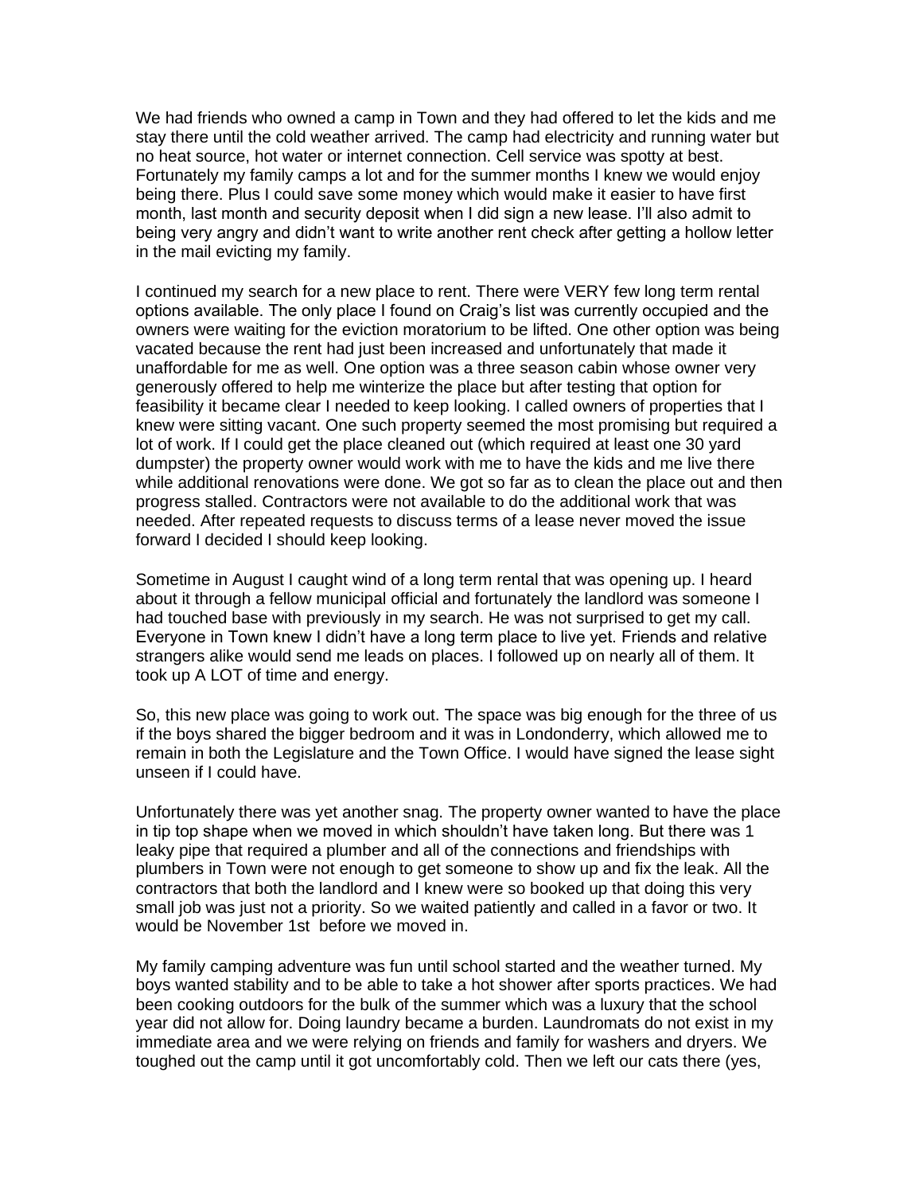We had friends who owned a camp in Town and they had offered to let the kids and me stay there until the cold weather arrived. The camp had electricity and running water but no heat source, hot water or internet connection. Cell service was spotty at best. Fortunately my family camps a lot and for the summer months I knew we would enjoy being there. Plus I could save some money which would make it easier to have first month, last month and security deposit when I did sign a new lease. I'll also admit to being very angry and didn't want to write another rent check after getting a hollow letter in the mail evicting my family.

I continued my search for a new place to rent. There were VERY few long term rental options available. The only place I found on Craig's list was currently occupied and the owners were waiting for the eviction moratorium to be lifted. One other option was being vacated because the rent had just been increased and unfortunately that made it unaffordable for me as well. One option was a three season cabin whose owner very generously offered to help me winterize the place but after testing that option for feasibility it became clear I needed to keep looking. I called owners of properties that I knew were sitting vacant. One such property seemed the most promising but required a lot of work. If I could get the place cleaned out (which required at least one 30 yard dumpster) the property owner would work with me to have the kids and me live there while additional renovations were done. We got so far as to clean the place out and then progress stalled. Contractors were not available to do the additional work that was needed. After repeated requests to discuss terms of a lease never moved the issue forward I decided I should keep looking.

Sometime in August I caught wind of a long term rental that was opening up. I heard about it through a fellow municipal official and fortunately the landlord was someone I had touched base with previously in my search. He was not surprised to get my call. Everyone in Town knew I didn't have a long term place to live yet. Friends and relative strangers alike would send me leads on places. I followed up on nearly all of them. It took up A LOT of time and energy.

So, this new place was going to work out. The space was big enough for the three of us if the boys shared the bigger bedroom and it was in Londonderry, which allowed me to remain in both the Legislature and the Town Office. I would have signed the lease sight unseen if I could have.

Unfortunately there was yet another snag. The property owner wanted to have the place in tip top shape when we moved in which shouldn't have taken long. But there was 1 leaky pipe that required a plumber and all of the connections and friendships with plumbers in Town were not enough to get someone to show up and fix the leak. All the contractors that both the landlord and I knew were so booked up that doing this very small job was just not a priority. So we waited patiently and called in a favor or two. It would be November 1st before we moved in.

My family camping adventure was fun until school started and the weather turned. My boys wanted stability and to be able to take a hot shower after sports practices. We had been cooking outdoors for the bulk of the summer which was a luxury that the school year did not allow for. Doing laundry became a burden. Laundromats do not exist in my immediate area and we were relying on friends and family for washers and dryers. We toughed out the camp until it got uncomfortably cold. Then we left our cats there (yes,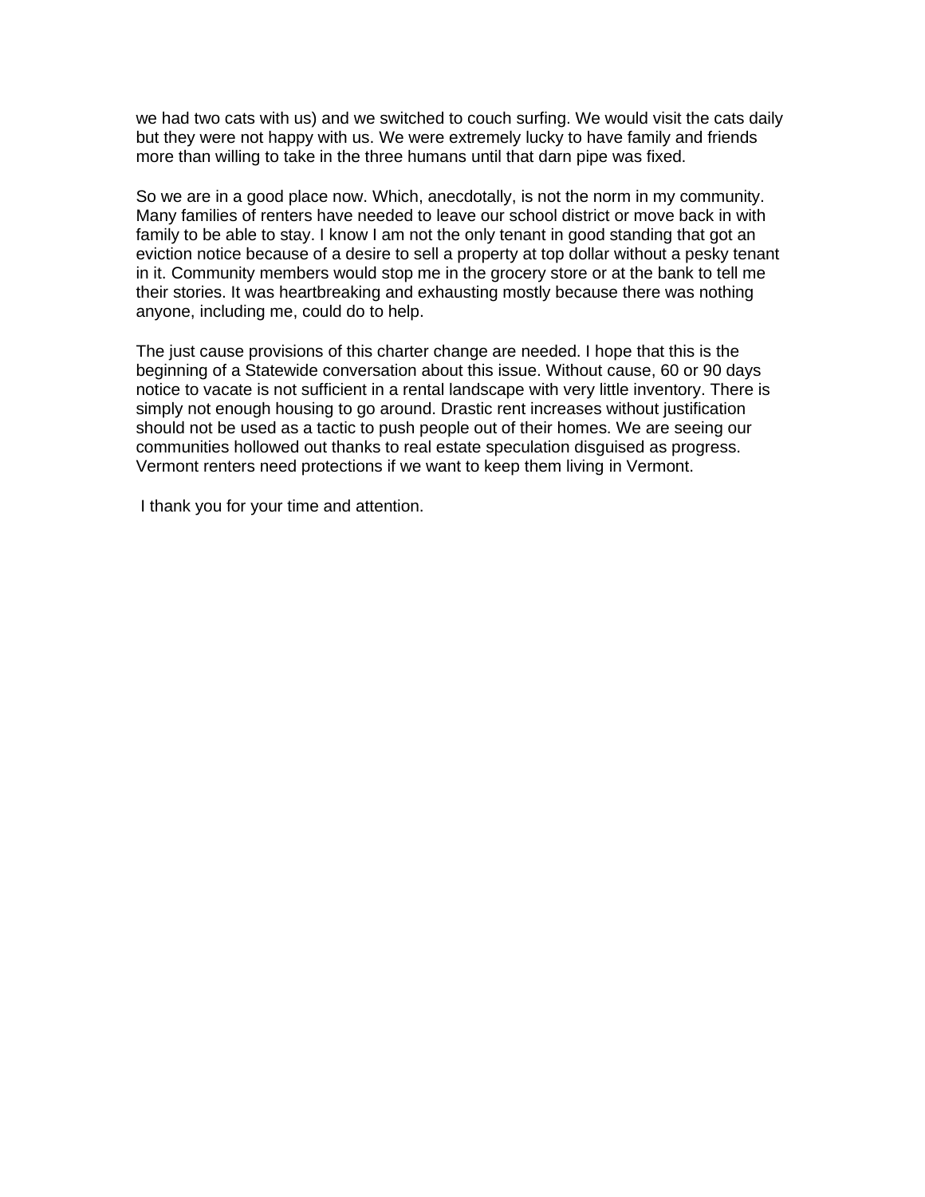we had two cats with us) and we switched to couch surfing. We would visit the cats daily but they were not happy with us. We were extremely lucky to have family and friends more than willing to take in the three humans until that darn pipe was fixed.

So we are in a good place now. Which, anecdotally, is not the norm in my community. Many families of renters have needed to leave our school district or move back in with family to be able to stay. I know I am not the only tenant in good standing that got an eviction notice because of a desire to sell a property at top dollar without a pesky tenant in it. Community members would stop me in the grocery store or at the bank to tell me their stories. It was heartbreaking and exhausting mostly because there was nothing anyone, including me, could do to help.

The just cause provisions of this charter change are needed. I hope that this is the beginning of a Statewide conversation about this issue. Without cause, 60 or 90 days notice to vacate is not sufficient in a rental landscape with very little inventory. There is simply not enough housing to go around. Drastic rent increases without justification should not be used as a tactic to push people out of their homes. We are seeing our communities hollowed out thanks to real estate speculation disguised as progress. Vermont renters need protections if we want to keep them living in Vermont.

I thank you for your time and attention.